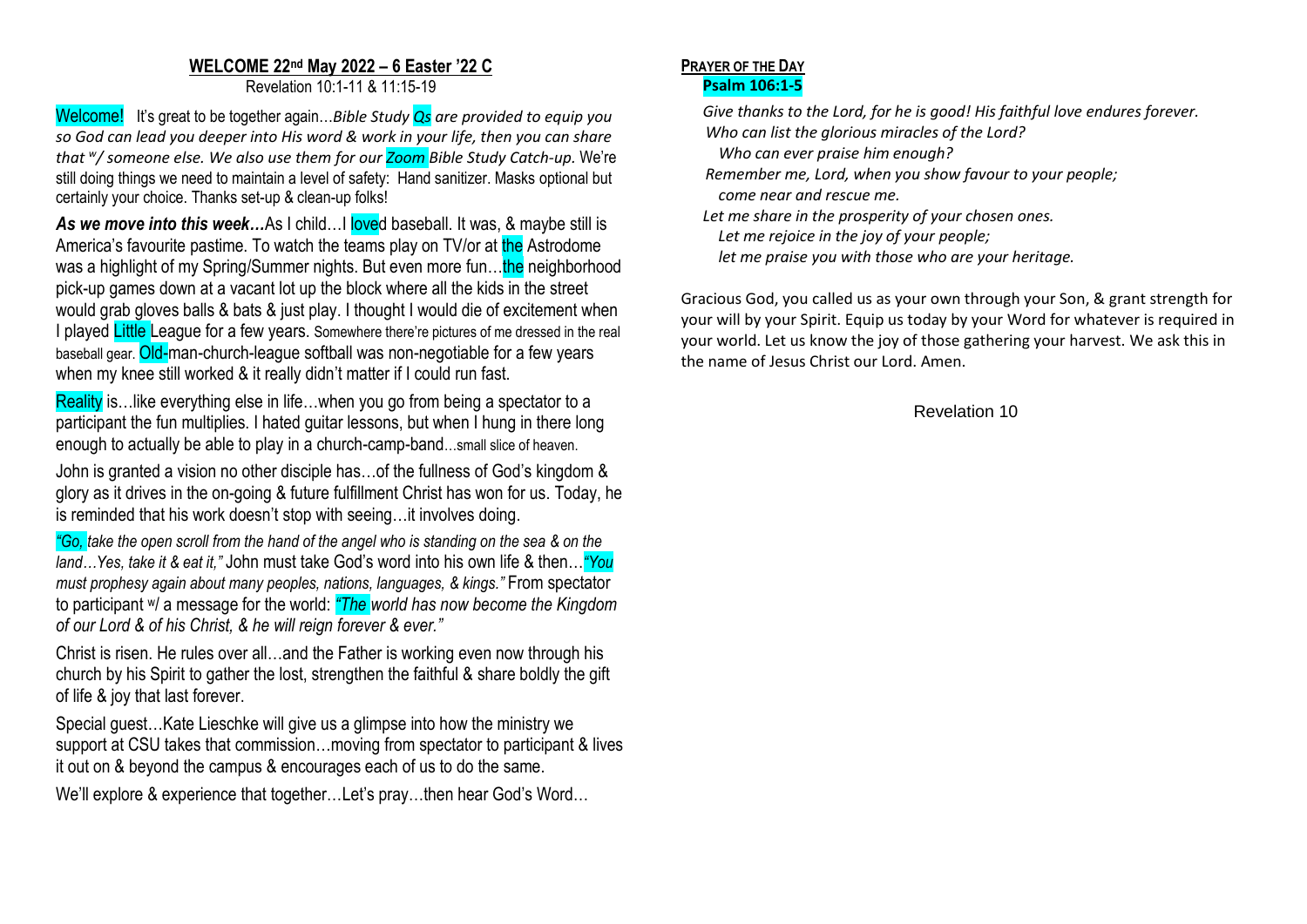## WELCOME 22nd May 2022 – 6 Easter '22 C

Revelation 10:1-11 & 11:15-19

Welcome! It's great to be together again…*Bible Study Qs are provided to equip you so God can lead you deeper into His word & work in your life, then you can share that w/ someone else. We also use them for our Zoom Bible Study Catch-up.* We're still doing things we need to maintain a level of safety: Hand sanitizer. Masks optional but certainly your choice. Thanks set-up & clean-up folks!

***As we move into this week…*** As I child…I loved baseball. It was, & maybe still is America's favourite pastime. To watch the teams play on TV/or at the Astrodome was a highlight of my Spring/Summer nights. But even more fun…the neighborhood pick-up games down at a vacant lot up the block where all the kids in the street would grab gloves balls & bats & just play. I thought I would die of excitement when I played Little League for a few years. Somewhere there're pictures of me dressed in the real baseball gear. Old-man-church-league softball was non-negotiable for a few years when my knee still worked & it really didn't matter if I could run fast.

Reality is…like everything else in life…when you go from being a spectator to a participant the fun multiplies. I hated guitar lessons, but when I hung in there long enough to actually be able to play in a church-camp-band…small slice of heaven.

John is granted a vision no other disciple has…of the fullness of God's kingdom & glory as it drives in the on-going & future fulfillment Christ has won for us. Today, he is reminded that his work doesn't stop with seeing…it involves doing.

*"Go, take the open scroll from the hand of the angel who is standing on the sea & on the land…Yes, take it & eat it,"* John must take God's word into his own life & then…*"You must prophesy again about many peoples, nations, languages, & kings."* From spectator to participant w/ a message for the world: *"The world has now become the Kingdom of our Lord & of his Christ, & he will reign forever & ever."*

Christ is risen. He rules over all…and the Father is working even now through his church by his Spirit to gather the lost, strengthen the faithful & share boldly the gift of life & joy that last forever.

Special guest…Kate Lieschke will give us a glimpse into how the ministry we support at CSU takes that commission…moving from spectator to participant & lives it out on & beyond the campus & encourages each of us to do the same.

We'll explore & experience that together…Let's pray…then hear God's Word…

### PRAYER OF THE DAY

**Psalm 106:1-5**

*Give thanks to the Lord, for he is good! His faithful love endures forever.*
*Who can list the glorious miracles of the Lord?*
*Who can ever praise him enough?*
*Remember me, Lord, when you show favour to your people;*
*come near and rescue me.*
*Let me share in the prosperity of your chosen ones.*
*Let me rejoice in the joy of your people;*
*let me praise you with those who are your heritage.*

Gracious God, you called us as your own through your Son, & grant strength for your will by your Spirit. Equip us today by your Word for whatever is required in your world. Let us know the joy of those gathering your harvest. We ask this in the name of Jesus Christ our Lord. Amen.

Revelation 10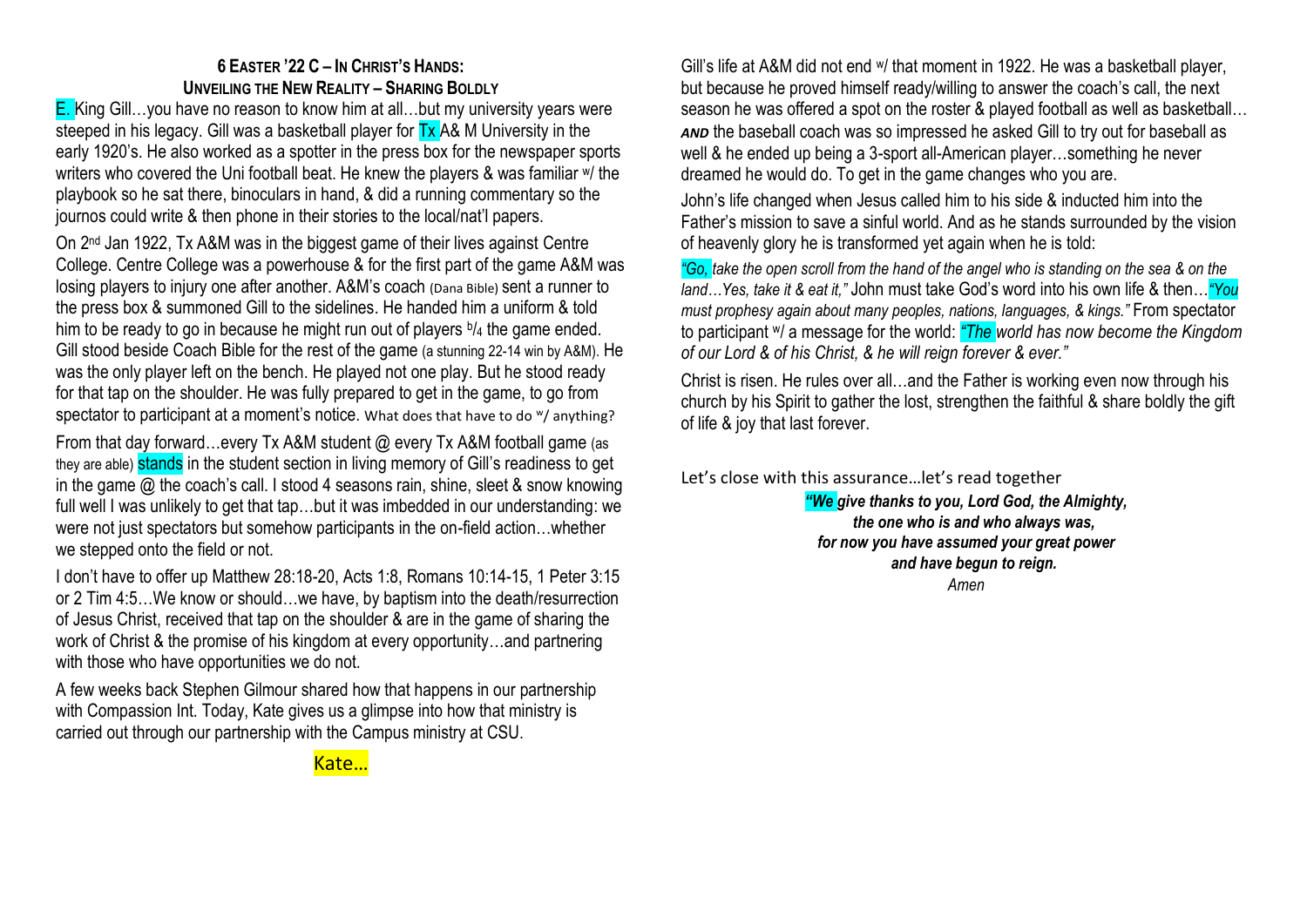## 6 EASTER '22 C – IN CHRIST'S HANDS:
## UNVEILING THE NEW REALITY – SHARING BOLDLY

E. King Gill…you have no reason to know him at all…but my university years were steeped in his legacy. Gill was a basketball player for Tx A& M University in the early 1920's. He also worked as a spotter in the press box for the newspaper sports writers who covered the Uni football beat. He knew the players & was familiar w/ the playbook so he sat there, binoculars in hand, & did a running commentary so the journos could write & then phone in their stories to the local/nat'l papers.

On 2nd Jan 1922, Tx A&M was in the biggest game of their lives against Centre College. Centre College was a powerhouse & for the first part of the game A&M was losing players to injury one after another. A&M's coach (Dana Bible) sent a runner to the press box & summoned Gill to the sidelines. He handed him a uniform & told him to be ready to go in because he might run out of players b/4 the game ended. Gill stood beside Coach Bible for the rest of the game (a stunning 22-14 win by A&M). He was the only player left on the bench. He played not one play. But he stood ready for that tap on the shoulder. He was fully prepared to get in the game, to go from spectator to participant at a moment's notice. What does that have to do w/ anything?

From that day forward…every Tx A&M student @ every Tx A&M football game (as they are able) stands in the student section in living memory of Gill's readiness to get in the game @ the coach's call. I stood 4 seasons rain, shine, sleet & snow knowing full well I was unlikely to get that tap…but it was imbedded in our understanding: we were not just spectators but somehow participants in the on-field action…whether we stepped onto the field or not.

I don't have to offer up Matthew 28:18-20, Acts 1:8, Romans 10:14-15, 1 Peter 3:15 or 2 Tim 4:5…We know or should…we have, by baptism into the death/resurrection of Jesus Christ, received that tap on the shoulder & are in the game of sharing the work of Christ & the promise of his kingdom at every opportunity…and partnering with those who have opportunities we do not.

A few weeks back Stephen Gilmour shared how that happens in our partnership with Compassion Int. Today, Kate gives us a glimpse into how that ministry is carried out through our partnership with the Campus ministry at CSU.

Kate…

Gill's life at A&M did not end w/ that moment in 1922. He was a basketball player, but because he proved himself ready/willing to answer the coach's call, the next season he was offered a spot on the roster & played football as well as basketball… ***AND*** the baseball coach was so impressed he asked Gill to try out for baseball as well & he ended up being a 3-sport all-American player…something he never dreamed he would do. To get in the game changes who you are.

John's life changed when Jesus called him to his side & inducted him into the Father's mission to save a sinful world. And as he stands surrounded by the vision of heavenly glory he is transformed yet again when he is told:

*"Go, take the open scroll from the hand of the angel who is standing on the sea & on the land…Yes, take it & eat it,"* John must take God's word into his own life & then…*"You must prophesy again about many peoples, nations, languages, & kings."* From spectator to participant w/ a message for the world: *"The world has now become the Kingdom of our Lord & of his Christ, & he will reign forever & ever."*

Christ is risen. He rules over all…and the Father is working even now through his church by his Spirit to gather the lost, strengthen the faithful & share boldly the gift of life & joy that last forever.

Let's close with this assurance…let's read together

***"We give thanks to you, Lord God, the Almighty,***
***the one who is and who always was,***
***for now you have assumed your great power***
***and have begun to reign.***
*Amen*